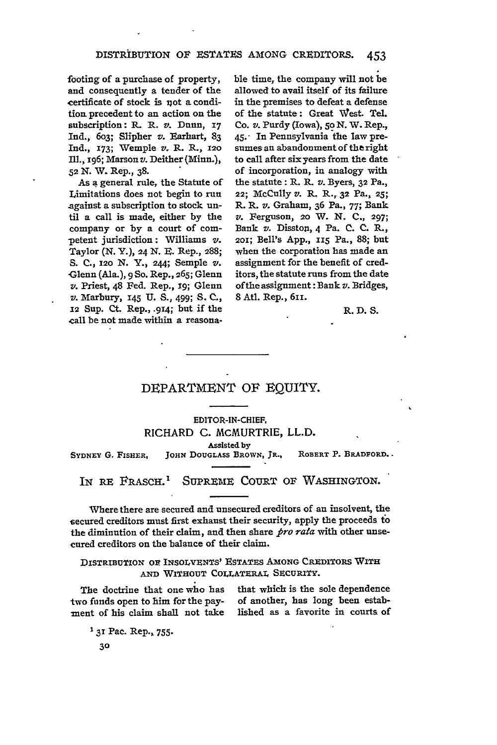footing of a purchase of property, and consequently a tender of the certificate of stock is not a condition precedent to an action on the subscription: R. R. *v.* Dunn, 17 Ind., 603; Slipher *v.* Earhart, 83 Ind., 173; Wemple *v.* R. R., 120 Ill., 196; Marson *v.* Deither (Minn.), 52 N. W. Rep., 38.

As a general rule, the Statute of Limitations does not begin to run against a subscription to stock until a call is made, either by the company or by a court of competent jurisdiction: Williams *v.* Taylor (N. Y.), 24 N. E. Rep., 288; S. C., 120 N. Y., 244; Semple *v.* Glenn (Ala.), 9 So. Rep., 265; Glenn *v.* Priest, 48 Fed. Rep., 19; Glenn *v.* Marbury, 145 U. S., 499; S. C., 12 Sup. Ct. Rep., 914; but if the call be not made within a reasonable time, the company will not be allowed to avail itself of its failure in the premises to defeat a defense of the statute: Great West. Tel. Co. *v.* Purdy (Iowa), 50 N. W. Rep., 45. In Pennsylvania the law presumes an abandonment of the right to call after six years from the date of incorporation, in analogy with the statute: R. R. *v.* Byers, 32 Pa., 22; McCully *v.* R. R., 32 Pa., 25; R. R. *v.* Graham, 36 Pa., 77; Bank *v.* Ferguson, 20 W. N. C., 297; Bank *v.* Disston, 4 Pa. C. C. R., 201; Bell's App., 115 Pa., 88; but when the corporation has made an assignment for the benefit of creditors, the statute runs from the date of the assignment: Bank *v.* Bridges, 8 Atl. Rep., 611.

R. D. S.

---

# DEPARTMENT OF EQUITY.

EDITOR-IN-CHIEF,
RICHARD C. MCMURTRIE, LL.D.

Assisted by
SYDNEY G. FISHER, JOHN DOUGLASS BROWN, JR., ROBERT P. BRADFORD.

## IN RE FRASCH.[1] SUPREME COURT OF WASHINGTON.

Where there are secured and unsecured creditors of an insolvent, the secured creditors must first exhaust their security, apply the proceeds to the diminution of their claim, and then share *pro rata* with other unsecured creditors on the balance of their claim.

### DISTRIBUTION OF INSOLVENTS' ESTATES AMONG CREDITORS WITH AND WITHOUT COLLATERAL SECURITY.

The doctrine that one who has two funds open to him for the payment of his claim shall not take that which is the sole dependence of another, has long been established as a favorite in courts of

[1] 31 Pac. Rep., 755.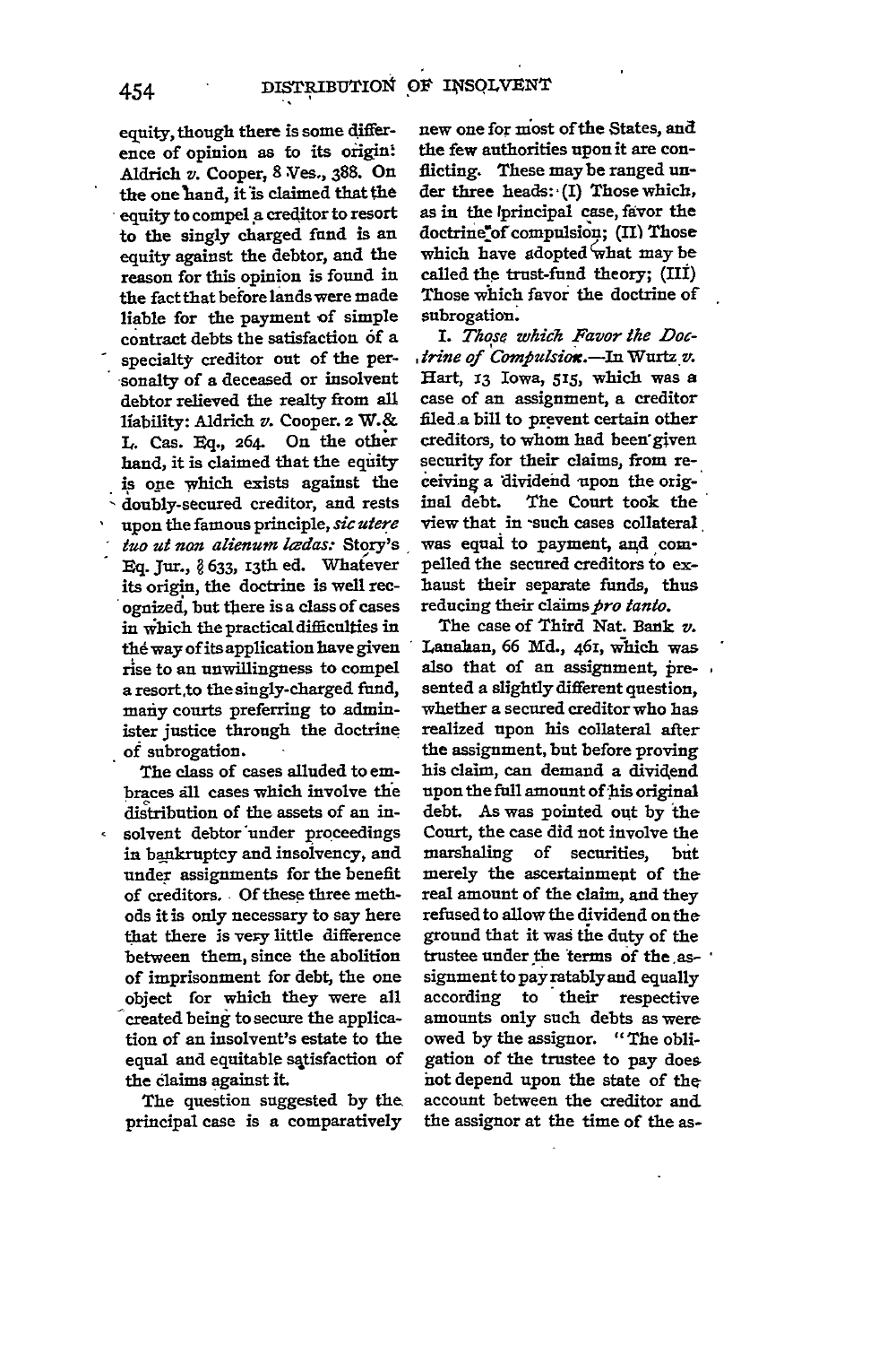equity, though there is some difference of opinion as to its origin: Aldrich *v.* Cooper, 8 Ves., 388. On the one hand, it is claimed that the equity to compel a creditor to resort to the singly charged fund is an equity against the debtor, and the reason for this opinion is found in the fact that before lands were made liable for the payment of simple contract debts the satisfaction of a specialty creditor out of the personalty of a deceased or insolvent debtor relieved the realty from all liability: Aldrich *v.* Cooper. 2 W.& L. Cas. Eq., 264. On the other hand, it is claimed that the equity is one which exists against the doubly-secured creditor, and rests upon the famous principle, *sic utere tuo ut non alienum lædas:* Story's Eq. Jur., § 633, 13th ed. Whatever its origin, the doctrine is well recognized, but there is a class of cases in which the practical difficulties in the way of its application have given rise to an unwillingness to compel a resort to the singly-charged fund, many courts preferring to administer justice through the doctrine of subrogation.

The class of cases alluded to embraces all cases which involve the distribution of the assets of an insolvent debtor under proceedings in bankruptcy and insolvency, and under assignments for the benefit of creditors. Of these three methods it is only necessary to say here that there is very little difference between them, since the abolition of imprisonment for debt, the one object for which they were all created being to secure the application of an insolvent's estate to the equal and equitable satisfaction of the claims against it.

The question suggested by the principal case is a comparatively new one for most of the States, and the few authorities upon it are conflicting. These may be ranged under three heads: (I) Those which, as in the principal case, favor the doctrine of compulsion; (II) Those which have adopted what may be called the trust-fund theory; (III) Those which favor the doctrine of subrogation.

I. *Those which Favor the Doctrine of Compulsion.*—In Wurtz *v.* Hart, 13 Iowa, 515, which was a case of an assignment, a creditor filed a bill to prevent certain other creditors, to whom had been given security for their claims, from receiving a dividend upon the original debt. The Court took the view that in such cases collateral was equal to payment, and compelled the secured creditors to exhaust their separate funds, thus reducing their claims *pro tanto*.

The case of Third Nat. Bank *v.* Lanahan, 66 Md., 461, which was also that of an assignment, presented a slightly different question, whether a secured creditor who has realized upon his collateral after the assignment, but before proving his claim, can demand a dividend upon the full amount of his original debt. As was pointed out by the Court, the case did not involve the marshaling of securities, but merely the ascertainment of the real amount of the claim, and they refused to allow the dividend on the ground that it was the duty of the trustee under the terms of the assignment to pay ratably and equally according to their respective amounts only such debts as were owed by the assignor. "The obligation of the trustee to pay does not depend upon the state of the account between the creditor and the assignor at the time of the as-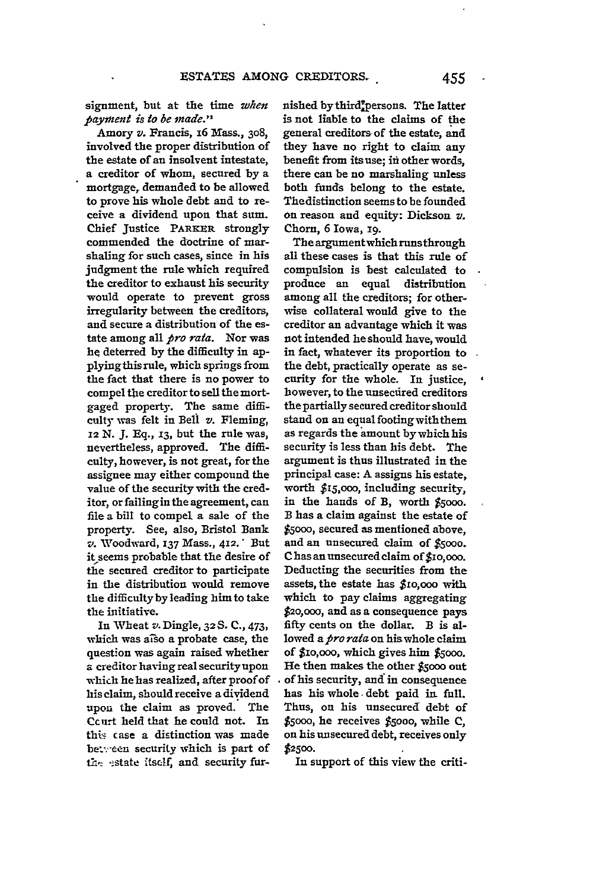signment, but at the time *when payment is to be made*."

Amory *v.* Francis, 16 Mass., 308, involved the proper distribution of the estate of an insolvent intestate, a creditor of whom, secured by a mortgage, demanded to be allowed to prove his whole debt and to receive a dividend upon that sum. Chief Justice PARKER strongly commended the doctrine of marshaling for such cases, since in his judgment the rule which required the creditor to exhaust his security would operate to prevent gross irregularity between the creditors, and secure a distribution of the estate among all *pro rata*. Nor was he deterred by the difficulty in applying this rule, which springs from the fact that there is no power to compel the creditor to sell the mortgaged property. The same difficulty was felt in Bell *v.* Fleming, 12 N. J. Eq., 13, but the rule was, nevertheless, approved. The difficulty, however, is not great, for the assignee may either compound the value of the security with the creditor, or failing in the agreement, can file a bill to compel a sale of the property. See, also, Bristol Bank *v.* Woodward, 137 Mass., 412. But it seems probable that the desire of the secured creditor to participate in the distribution would remove the difficulty by leading him to take the initiative.

In Wheat *v.* Dingle, 32 S. C., 473, which was also a probate case, the question was again raised whether a creditor having real security upon which he has realized, after proof of his claim, should receive a dividend upon the claim as proved. The Court held that he could not. In this case a distinction was made between security which is part of the estate itself, and security furnished by third persons. The latter is not liable to the claims of the general creditors of the estate, and they have no right to claim any benefit from its use; in other words, there can be no marshaling unless both funds belong to the estate. The distinction seems to be founded on reason and equity: Dickson *v.* Chorn, 6 Iowa, 19.

The argument which runs through all these cases is that this rule of compulsion is best calculated to produce an equal distribution among all the creditors; for otherwise collateral would give to the creditor an advantage which it was not intended he should have, would in fact, whatever its proportion to the debt, practically operate as security for the whole. In justice, however, to the unsecured creditors the partially secured creditor should stand on an equal footing with them as regards the amount by which his security is less than his debt. The argument is thus illustrated in the principal case: A assigns his estate, worth $15,000, including security, in the hands of B, worth $5000. B has a claim against the estate of $5000, secured as mentioned above, and an unsecured claim of $5000. C has an unsecured claim of $10,000. Deducting the securities from the assets, the estate has $10,000 with which to pay claims aggregating $20,000, and as a consequence pays fifty cents on the dollar. B is allowed a *pro rata* on his whole claim of $10,000, which gives him $5000. He then makes the other $5000 out of his security, and in consequence has his whole debt paid in full. Thus, on his unsecured debt of $5000, he receives $5000, while C, on his unsecured debt, receives only $2500.

In support of this view the criti-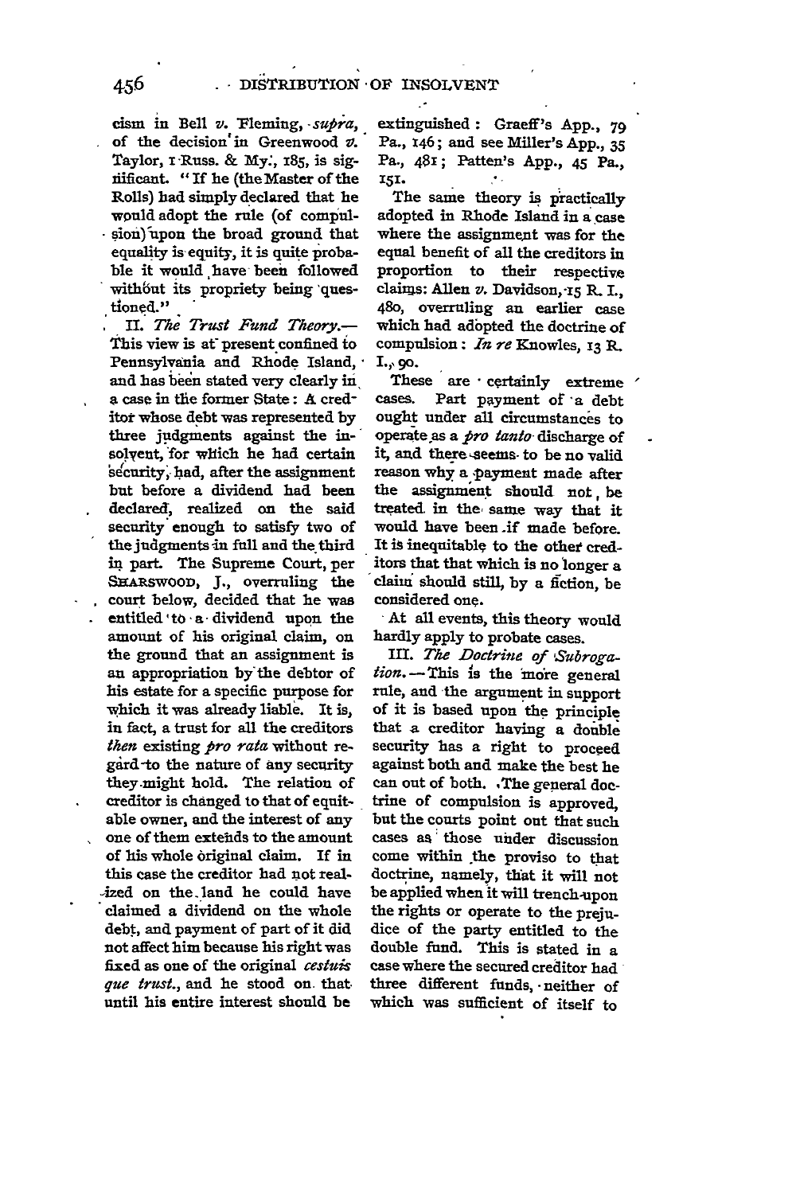cism in Bell *v.* Fleming, *supra*, of the decision in Greenwood *v.* Taylor, 1 Russ. & My., 185, is significant. "If he (the Master of the Rolls) had simply declared that he would adopt the rule (of compulsion) upon the broad ground that equality is equity, it is quite probable it would have been followed without its propriety being questioned."

II. *The Trust Fund Theory.*—This view is at present confined to Pennsylvania and Rhode Island, and has been stated very clearly in a case in the former State: A creditor whose debt was represented by three judgments against the insolvent, for which he had certain security, had, after the assignment but before a dividend had been declared, realized on the said security enough to satisfy two of the judgments in full and the third in part. The Supreme Court, per SHARSWOOD, J., overruling the court below, decided that he was entitled to a dividend upon the amount of his original claim, on the ground that an assignment is an appropriation by the debtor of his estate for a specific purpose for which it was already liable. It is, in fact, a trust for all the creditors *then* existing *pro rata* without regard to the nature of any security they might hold. The relation of creditor is changed to that of equitable owner, and the interest of any one of them extends to the amount of his whole original claim. If in this case the creditor had not realized on the land he could have claimed a dividend on the whole debt, and payment of part of it did not affect him because his right was fixed as one of the original *cestuis que trust.*, and he stood on that until his entire interest should be extinguished: Graeff's App., 79 Pa., 146; and see Miller's App., 35 Pa., 481; Patten's App., 45 Pa., 151.

The same theory is practically adopted in Rhode Island in a case where the assignment was for the equal benefit of all the creditors in proportion to their respective claims: Allen *v.* Davidson, 15 R. I., 480, overruling an earlier case which had adopted the doctrine of compulsion: *In re* Knowles, 13 R. I., 90.

These are certainly extreme cases. Part payment of a debt ought under all circumstances to operate as a *pro tanto* discharge of it, and there seems to be no valid reason why a payment made after the assignment should not be treated in the same way that it would have been if made before. It is inequitable to the other creditors that that which is no longer a claim should still, by a fiction, be considered one.

At all events, this theory would hardly apply to probate cases.

III. *The Doctrine of Subrogation.*—This is the more general rule, and the argument in support of it is based upon the principle that a creditor having a double security has a right to proceed against both and make the best he can out of both. The general doctrine of compulsion is approved, but the courts point out that such cases as those under discussion come within the proviso to that doctrine, namely, that it will not be applied when it will trench upon the rights or operate to the prejudice of the party entitled to the double fund. This is stated in a case where the secured creditor had three different funds, neither of which was sufficient of itself to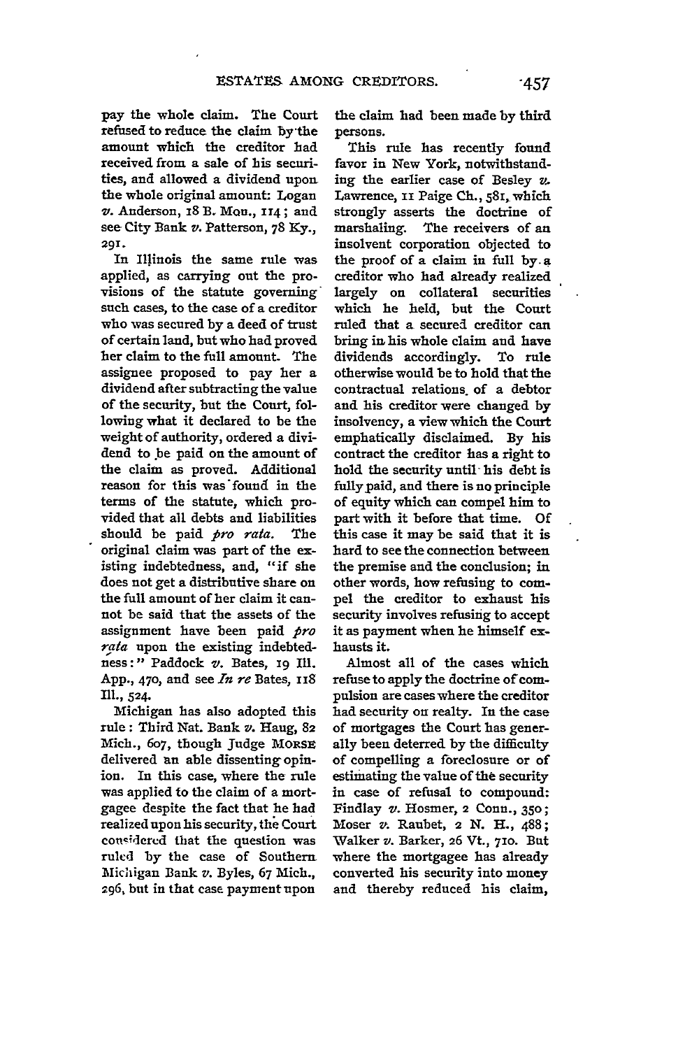pay the whole claim. The Court refused to reduce the claim by the amount which the creditor had received from a sale of his securities, and allowed a dividend upon the whole original amount: Logan *v.* Anderson, 18 B. Mon., 114; and see City Bank *v.* Patterson, 78 Ky., 291.

In Illinois the same rule was applied, as carrying out the provisions of the statute governing such cases, to the case of a creditor who was secured by a deed of trust of certain land, but who had proved her claim to the full amount. The assignee proposed to pay her a dividend after subtracting the value of the security, but the Court, following what it declared to be the weight of authority, ordered a dividend to be paid on the amount of the claim as proved. Additional reason for this was found in the terms of the statute, which provided that all debts and liabilities should be paid *pro rata*. The original claim was part of the existing indebtedness, and, "if she does not get a distributive share on the full amount of her claim it cannot be said that the assets of the assignment have been paid *pro rata* upon the existing indebtedness:" Paddock *v.* Bates, 19 Ill. App., 470, and see *In re* Bates, 118 Ill., 524.

Michigan has also adopted this rule: Third Nat. Bank *v.* Haug, 82 Mich., 607, though Judge MORSE delivered an able dissenting opinion. In this case, where the rule was applied to the claim of a mortgagee despite the fact that he had realized upon his security, the Court considered that the question was ruled by the case of Southern Michigan Bank *v.* Byles, 67 Mich., 296, but in that case payment upon the claim had been made by third persons.

This rule has recently found favor in New York, notwithstanding the earlier case of Besley *v.* Lawrence, 11 Paige Ch., 581, which strongly asserts the doctrine of marshaling. The receivers of an insolvent corporation objected to the proof of a claim in full by a creditor who had already realized largely on collateral securities which he held, but the Court ruled that a secured creditor can bring in his whole claim and have dividends accordingly. To rule otherwise would be to hold that the contractual relations of a debtor and his creditor were changed by insolvency, a view which the Court emphatically disclaimed. By his contract the creditor has a right to hold the security until his debt is fully paid, and there is no principle of equity which can compel him to part with it before that time. Of this case it may be said that it is hard to see the connection between the premise and the conclusion; in other words, how refusing to compel the creditor to exhaust his security involves refusing to accept it as payment when he himself exhausts it.

Almost all of the cases which refuse to apply the doctrine of compulsion are cases where the creditor had security on realty. In the case of mortgages the Court has generally been deterred by the difficulty of compelling a foreclosure or of estimating the value of the security in case of refusal to compound: Findlay *v.* Hosmer, 2 Conn., 350; Moser *v.* Raubet, 2 N. H., 488; Walker *v.* Barker, 26 Vt., 710. But where the mortgagee has already converted his security into money and thereby reduced his claim,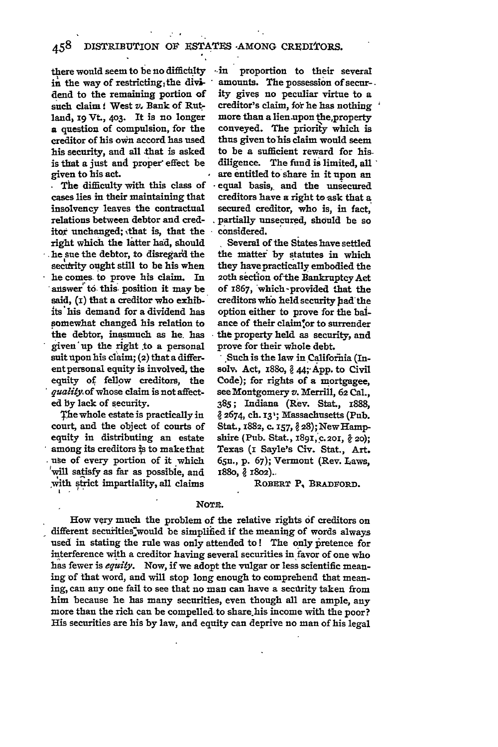there would seem to be no difficulty in the way of restricting the dividend to the remaining portion of such claim! West v. Bank of Rutland, 19 Vt., 403. It is no longer a question of compulsion, for the creditor of his own accord has used his security, and all that is asked is that a just and proper effect be given to his act.

The difficulty with this class of cases lies in their maintaining that insolvency leaves the contractual relations between debtor and creditor unchanged; that is, that the right which the latter had, should he sue the debtor, to disregard the security ought still to be his when he comes to prove his claim. In answer to this position it may be said, (1) that a creditor who exhibits his demand for a dividend has somewhat changed his relation to the debtor, inasmuch as he has given up the right to a personal suit upon his claim; (2) that a different personal equity is involved, the equity of fellow creditors, the *quality* of whose claim is not affected by lack of security.

The whole estate is practically in court, and the object of courts of equity in distributing an estate among its creditors is to make that use of every portion of it which will satisfy as far as possible, and with strict impartiality, all claims in proportion to their several amounts. The possession of security gives no peculiar virtue to a creditor's claim, for he has nothing more than a lien upon the property conveyed. The priority which is thus given to his claim would seem to be a sufficient reward for his diligence. The fund is limited, all are entitled to share in it upon an equal basis, and the unsecured creditors have a right to ask that a secured creditor, who is, in fact, partially unsecured, should be so considered.

Several of the States have settled the matter by statutes in which they have practically embodied the 20th section of the Bankruptcy Act of 1867, which provided that the creditors who held security had the option either to prove for the balance of their claim or to surrender the property held as security, and prove for their whole debt.

Such is the law in California (Insolv. Act, 1880, § 44; App. to Civil Code); for rights of a mortgagee, see Montgomery v. Merrill, 62 Cal., 385; Indiana (Rev. Stat., 1888, § 2674, ch. 13); Massachusetts (Pub. Stat., 1882, c. 157, § 28); New Hampshire (Pub. Stat., 1891, c. 201, § 20); Texas (1 Sayle's Civ. Stat., Art. 65n., p. 67); Vermont (Rev. Laws, 1880, § 1802).

ROBERT P. BRADFORD.

## NOTE.

How very much the problem of the relative rights of creditors on different securities would be simplified if the meaning of words always used in stating the rule was only attended to! The only pretence for interference with a creditor having several securities in favor of one who has fewer is *equity*. Now, if we adopt the vulgar or less scientific meaning of that word, and will stop long enough to comprehend that meaning, can any one fail to see that no man can have a security taken from him because he has many securities, even though all are ample, any more than the rich can be compelled to share his income with the poor? His securities are his by law, and equity can deprive no man of his legal